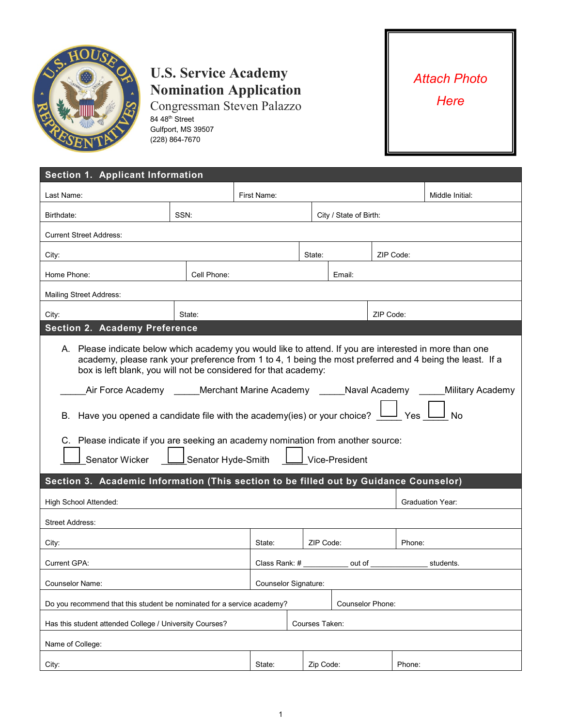# U.S. Service Academy Nomination Application

Congressman Steven Palazzo
84 48th Street
Gulfport, MS 39507
(228) 864-7670

*Attach Photo Here*

## Section 1. Applicant Information

| Last Name: | First Name: | Middle Initial: |
|---|---|---|

| Birthdate: | SSN: | City / State of Birth: |
|---|---|---|

| Current Street Address: |
|---|

| City: | State: | ZIP Code: |
|---|---|---|

| Home Phone: | Cell Phone: | Email: |
|---|---|---|

| Mailing Street Address: |
|---|

| City: | State: | ZIP Code: |
|---|---|---|

## Section 2. Academy Preference

A. Please indicate below which academy you would like to attend. If you are interested in more than one academy, please rank your preference from 1 to 4, 1 being the most preferred and 4 being the least. If a box is left blank, you will not be considered for that academy:

_____Air Force Academy _____Merchant Marine Academy _____Naval Academy _____Military Academy

B. Have you opened a candidate file with the academy(ies) or your choice? ☐ Yes ☐ No

C. Please indicate if you are seeking an academy nomination from another source:

☐ Senator Wicker ☐ Senator Hyde-Smith ☐ Vice-President

## Section 3. Academic Information (This section to be filled out by Guidance Counselor)

| High School Attended: | Graduation Year: |
|---|---|

| Street Address: |
|---|

| City: | State: | ZIP Code: | Phone: |
|---|---|---|---|

| Current GPA: | Class Rank: # __________ out of _____________ students. |
|---|---|

| Counselor Name: | Counselor Signature: |
|---|---|

| Do you recommend that this student be nominated for a service academy? | Counselor Phone: |
|---|---|

| Has this student attended College / University Courses? | Courses Taken: |
|---|---|

| Name of College: |
|---|

| City: | State: | Zip Code: | Phone: |
|---|---|---|---|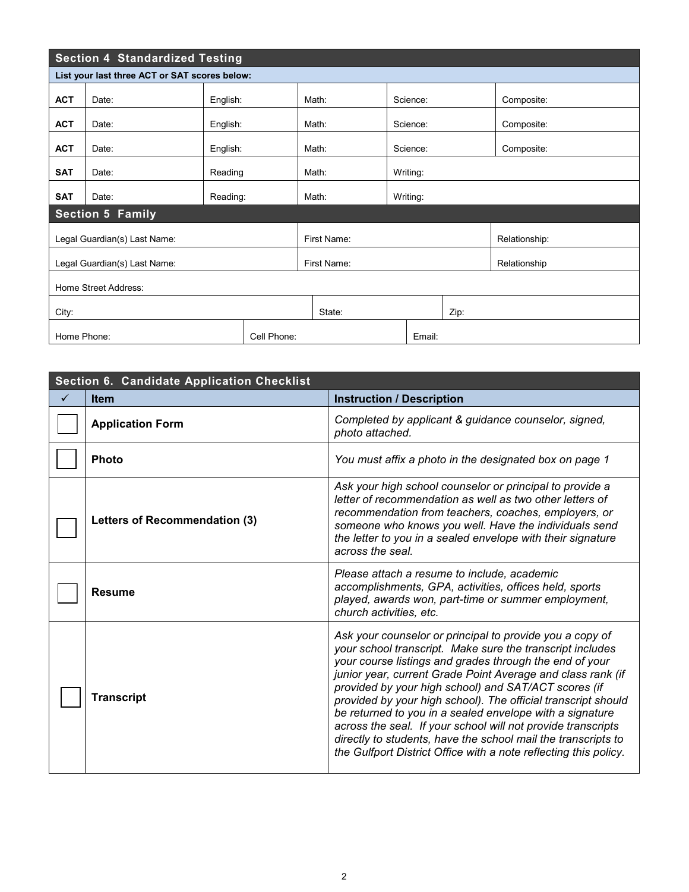## Section 4 Standardized Testing

**List your last three ACT or SAT scores below:**

| | | | | | |
|---|---|---|---|---|---|
| **ACT** | Date: | English: | Math: | Science: | Composite: |
| **ACT** | Date: | English: | Math: | Science: | Composite: |
| **ACT** | Date: | English: | Math: | Science: | Composite: |
| **SAT** | Date: | Reading | Math: | Writing: | |
| **SAT** | Date: | Reading: | Math: | Writing: | |

## Section 5 Family

| | | |
|---|---|---|
| Legal Guardian(s) Last Name: | First Name: | Relationship: |
| Legal Guardian(s) Last Name: | First Name: | Relationship |
| Home Street Address: | | |
| City: | State: | Zip: |
| Home Phone: | Cell Phone: | Email: |

## Section 6. Candidate Application Checklist

| ✓ | Item | Instruction / Description |
|---|---|---|
| ☐ | **Application Form** | *Completed by applicant & guidance counselor, signed, photo attached.* |
| ☐ | **Photo** | *You must affix a photo in the designated box on page 1* |
| ☐ | **Letters of Recommendation (3)** | *Ask your high school counselor or principal to provide a letter of recommendation as well as two other letters of recommendation from teachers, coaches, employers, or someone who knows you well. Have the individuals send the letter to you in a sealed envelope with their signature across the seal.* |
| ☐ | **Resume** | *Please attach a resume to include, academic accomplishments, GPA, activities, offices held, sports played, awards won, part-time or summer employment, church activities, etc.* |
| ☐ | **Transcript** | *Ask your counselor or principal to provide you a copy of your school transcript. Make sure the transcript includes your course listings and grades through the end of your junior year, current Grade Point Average and class rank (if provided by your high school) and SAT/ACT scores (if provided by your high school). The official transcript should be returned to you in a sealed envelope with a signature across the seal. If your school will not provide transcripts directly to students, have the school mail the transcripts to the Gulfport District Office with a note reflecting this policy.* |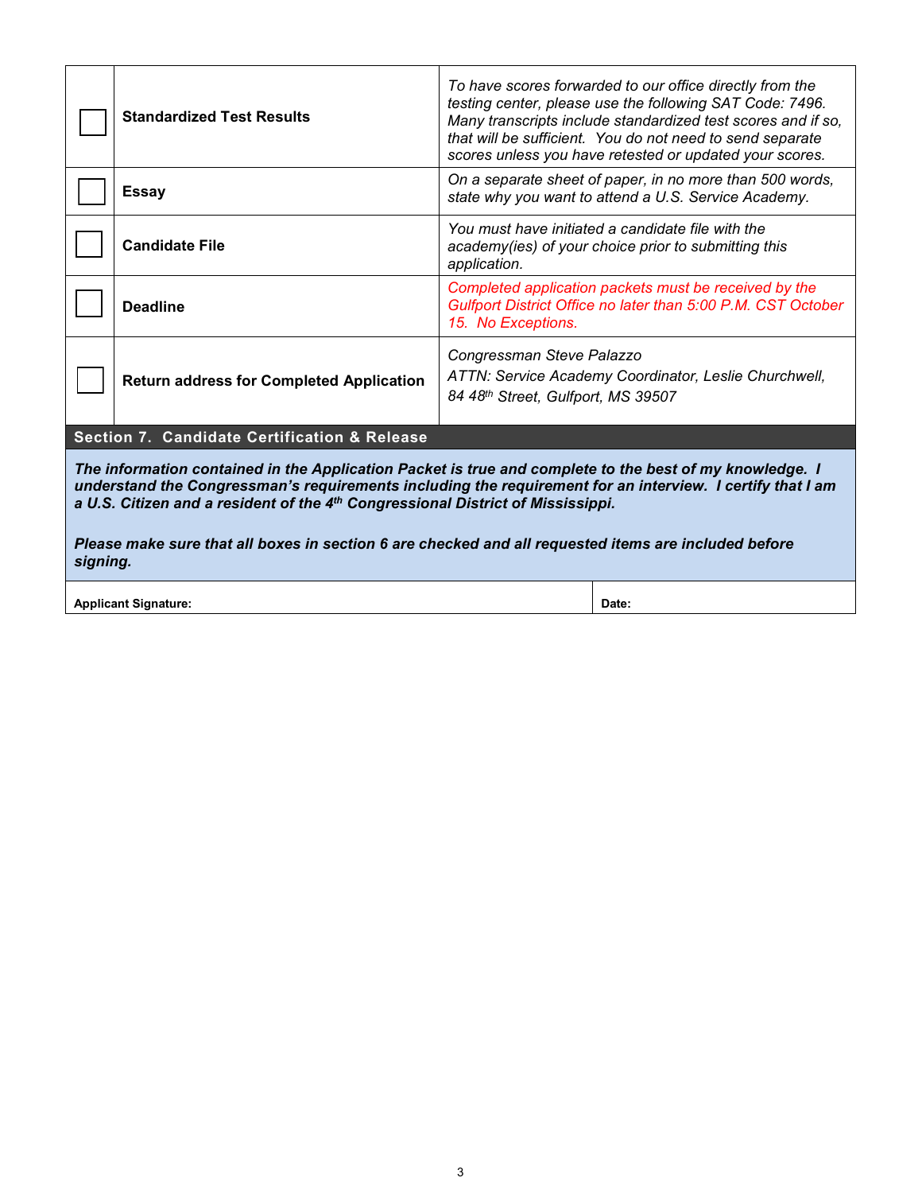| | | |
|---|---|---|
| ☐ | **Standardized Test Results** | *To have scores forwarded to our office directly from the testing center, please use the following SAT Code: 7496. Many transcripts include standardized test scores and if so, that will be sufficient. You do not need to send separate scores unless you have retested or updated your scores.* |
| ☐ | **Essay** | *On a separate sheet of paper, in no more than 500 words, state why you want to attend a U.S. Service Academy.* |
| ☐ | **Candidate File** | *You must have initiated a candidate file with the academy(ies) of your choice prior to submitting this application.* |
| ☐ | **Deadline** | *Completed application packets must be received by the Gulfport District Office no later than 5:00 P.M. CST October 15. No Exceptions.* |
| ☐ | **Return address for Completed Application** | *Congressman Steve Palazzo*<br>*ATTN: Service Academy Coordinator, Leslie Churchwell,*<br>*84 48th Street, Gulfport, MS 39507* |

## Section 7. Candidate Certification & Release

***The information contained in the Application Packet is true and complete to the best of my knowledge. I understand the Congressman's requirements including the requirement for an interview. I certify that I am a U.S. Citizen and a resident of the 4th Congressional District of Mississippi.***

***Please make sure that all boxes in section 6 are checked and all requested items are included before signing.***

| | |
|---|---|
| **Applicant Signature:** | **Date:** |